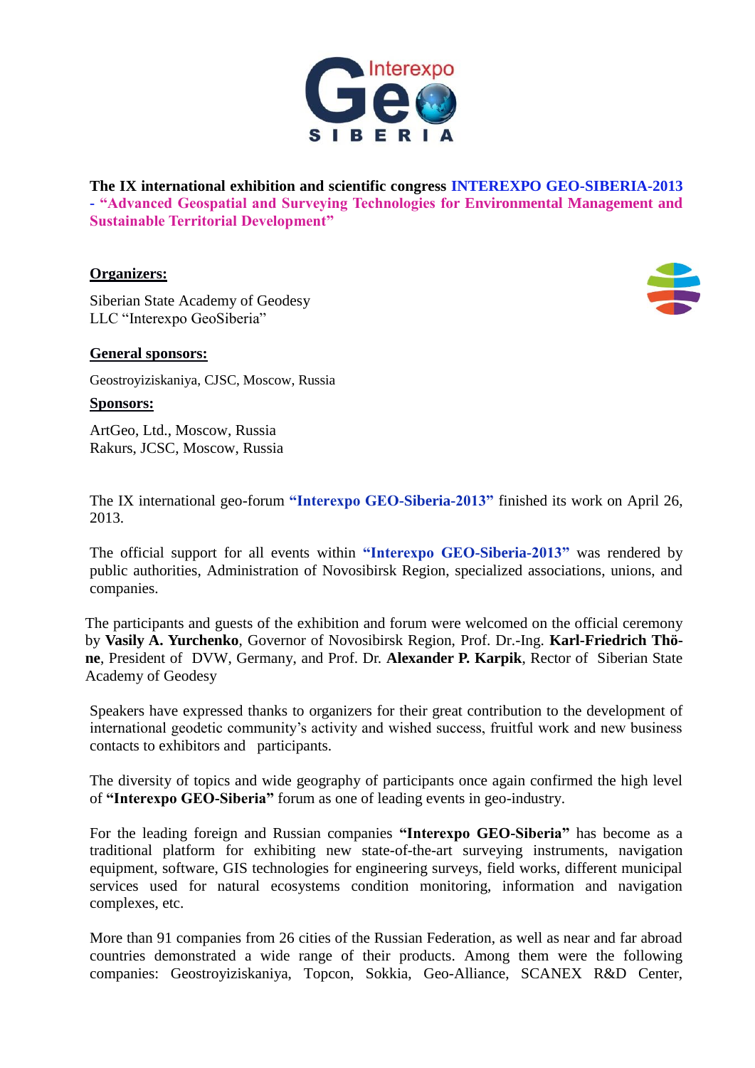**The IX international exhibition and scientific congress INTEREXPO GEO-SIBERIA-2013 - "Advanced Geospatial and Surveying Technologies for Environmental Management and Sustainable Territorial Development"**

**Organizers:**

Siberian State Academy of Geodesy
LLC "Interexpo GeoSiberia"

**General sponsors:**

Geostroyiziskaniya, CJSC, Moscow, Russia

**Sponsors:**

ArtGeo, Ltd., Moscow, Russia
Rakurs, JCSC, Moscow, Russia

The IX international geo-forum **"Interexpo GEO-Siberia-2013"** finished its work on April 26, 2013.

The official support for all events within **"Interexpo GEO-Siberia-2013"** was rendered by public authorities, Administration of Novosibirsk Region, specialized associations, unions, and companies.

The participants and guests of the exhibition and forum were welcomed on the official ceremony by **Vasily A. Yurchenko**, Governor of Novosibirsk Region, Prof. Dr.-Ing. **Karl-Friedrich Thöne**, President of DVW, Germany, and Prof. Dr. **Alexander P. Karpik**, Rector of Siberian State Academy of Geodesy

Speakers have expressed thanks to organizers for their great contribution to the development of international geodetic community's activity and wished success, fruitful work and new business contacts to exhibitors and participants.

The diversity of topics and wide geography of participants once again confirmed the high level of **"Interexpo GEO-Siberia"** forum as one of leading events in geo-industry.

For the leading foreign and Russian companies **"Interexpo GEO-Siberia"** has become as a traditional platform for exhibiting new state-of-the-art surveying instruments, navigation equipment, software, GIS technologies for engineering surveys, field works, different municipal services used for natural ecosystems condition monitoring, information and navigation complexes, etc.

More than 91 companies from 26 cities of the Russian Federation, as well as near and far abroad countries demonstrated a wide range of their products. Among them were the following companies: Geostroyiziskaniya, Topcon, Sokkia, Geo-Alliance, SCANEX R&D Center,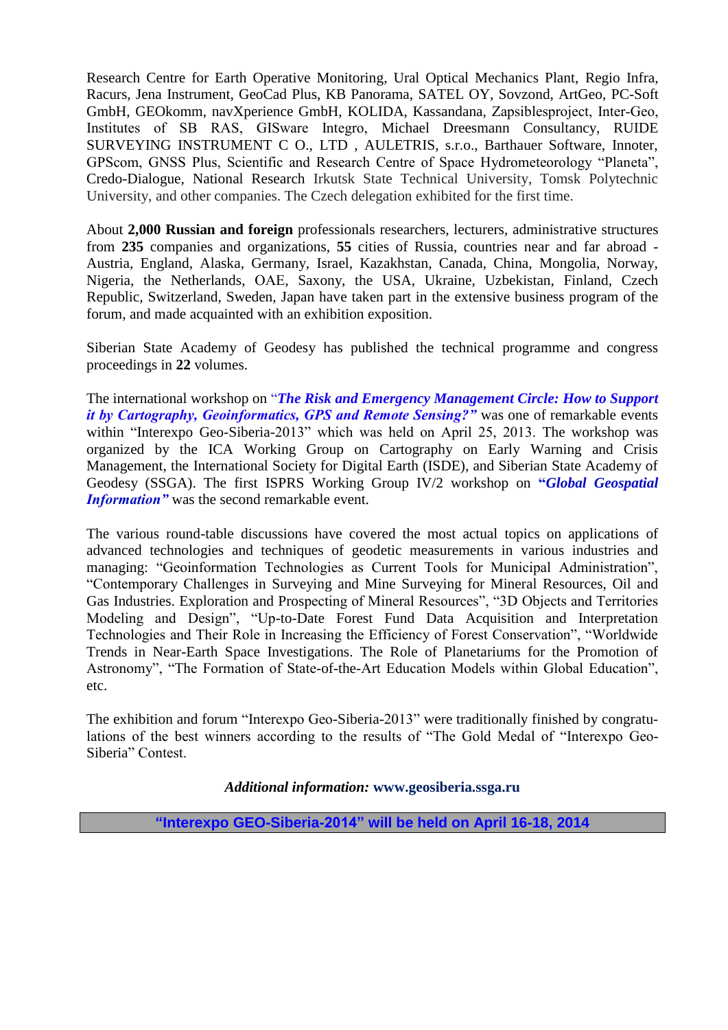Research Centre for Earth Operative Monitoring, Ural Optical Mechanics Plant, Regio Infra, Racurs, Jena Instrument, GeoCad Plus, KB Panorama, SATEL OY, Sovzond, ArtGeo, PC-Soft GmbH, GEOkomm, navXperience GmbH, KOLIDA, Kassandana, Zapsiblesproject, Inter-Geo, Institutes of SB RAS, GISware Integro, Michael Dreesmann Consultancy, RUIDE SURVEYING INSTRUMENT C O., LTD , AULETRIS, s.r.o., Barthauer Software, Innoter, GPScom, GNSS Plus, Scientific and Research Centre of Space Hydrometeorology "Planeta", Credo-Dialogue, National Research Irkutsk State Technical University, Tomsk Polytechnic University, and other companies. The Czech delegation exhibited for the first time.

About **2,000 Russian and foreign** professionals researchers, lecturers, administrative structures from **235** companies and organizations, **55** cities of Russia, countries near and far abroad - Austria, England, Alaska, Germany, Israel, Kazakhstan, Canada, China, Mongolia, Norway, Nigeria, the Netherlands, OAE, Saxony, the USA, Ukraine, Uzbekistan, Finland, Czech Republic, Switzerland, Sweden, Japan have taken part in the extensive business program of the forum, and made acquainted with an exhibition exposition.

Siberian State Academy of Geodesy has published the technical programme and congress proceedings in **22** volumes.

The international workshop on "***The Risk and Emergency Management Circle: How to Support it by Cartography, Geoinformatics, GPS and Remote Sensing?***" was one of remarkable events within "Interexpo Geo-Siberia-2013" which was held on April 25, 2013. The workshop was organized by the ICA Working Group on Cartography on Early Warning and Crisis Management, the International Society for Digital Earth (ISDE), and Siberian State Academy of Geodesy (SSGA). The first ISPRS Working Group IV/2 workshop on ***"Global Geospatial Information"*** was the second remarkable event.

The various round-table discussions have covered the most actual topics on applications of advanced technologies and techniques of geodetic measurements in various industries and managing: "Geoinformation Technologies as Current Tools for Municipal Administration", "Contemporary Challenges in Surveying and Mine Surveying for Mineral Resources, Oil and Gas Industries. Exploration and Prospecting of Mineral Resources", "3D Objects and Territories Modeling and Design", "Up-to-Date Forest Fund Data Acquisition and Interpretation Technologies and Their Role in Increasing the Efficiency of Forest Conservation", "Worldwide Trends in Near-Earth Space Investigations. The Role of Planetariums for the Promotion of Astronomy", "The Formation of State-of-the-Art Education Models within Global Education", etc.

The exhibition and forum "Interexpo Geo-Siberia-2013" were traditionally finished by congratulations of the best winners according to the results of "The Gold Medal of "Interexpo Geo-Siberia" Contest.

***Additional information:*** **www.geosiberia.ssga.ru**

**"Interexpo GEO-Siberia-2014" will be held on April 16-18, 2014**